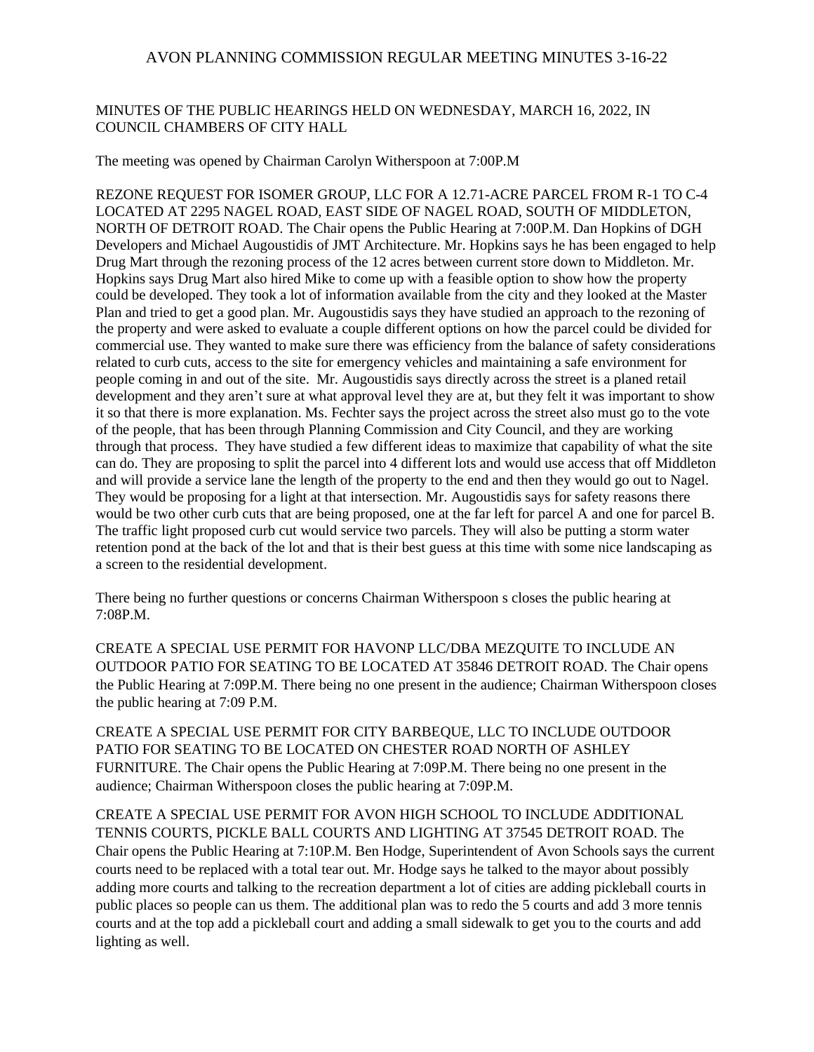# AVON PLANNING COMMISSION REGULAR MEETING MINUTES 3-16-22

MINUTES OF THE PUBLIC HEARINGS HELD ON WEDNESDAY, MARCH 16, 2022, IN COUNCIL CHAMBERS OF CITY HALL

The meeting was opened by Chairman Carolyn Witherspoon at 7:00P.M

REZONE REQUEST FOR ISOMER GROUP, LLC FOR A 12.71-ACRE PARCEL FROM R-1 TO C-4 LOCATED AT 2295 NAGEL ROAD, EAST SIDE OF NAGEL ROAD, SOUTH OF MIDDLETON, NORTH OF DETROIT ROAD. The Chair opens the Public Hearing at 7:00P.M. Dan Hopkins of DGH Developers and Michael Augoustidis of JMT Architecture. Mr. Hopkins says he has been engaged to help Drug Mart through the rezoning process of the 12 acres between current store down to Middleton. Mr. Hopkins says Drug Mart also hired Mike to come up with a feasible option to show how the property could be developed. They took a lot of information available from the city and they looked at the Master Plan and tried to get a good plan. Mr. Augoustidis says they have studied an approach to the rezoning of the property and were asked to evaluate a couple different options on how the parcel could be divided for commercial use. They wanted to make sure there was efficiency from the balance of safety considerations related to curb cuts, access to the site for emergency vehicles and maintaining a safe environment for people coming in and out of the site. Mr. Augoustidis says directly across the street is a planed retail development and they aren't sure at what approval level they are at, but they felt it was important to show it so that there is more explanation. Ms. Fechter says the project across the street also must go to the vote of the people, that has been through Planning Commission and City Council, and they are working through that process. They have studied a few different ideas to maximize that capability of what the site can do. They are proposing to split the parcel into 4 different lots and would use access that off Middleton and will provide a service lane the length of the property to the end and then they would go out to Nagel. They would be proposing for a light at that intersection. Mr. Augoustidis says for safety reasons there would be two other curb cuts that are being proposed, one at the far left for parcel A and one for parcel B. The traffic light proposed curb cut would service two parcels. They will also be putting a storm water retention pond at the back of the lot and that is their best guess at this time with some nice landscaping as a screen to the residential development.

There being no further questions or concerns Chairman Witherspoon s closes the public hearing at 7:08P.M.

CREATE A SPECIAL USE PERMIT FOR HAVONP LLC/DBA MEZQUITE TO INCLUDE AN OUTDOOR PATIO FOR SEATING TO BE LOCATED AT 35846 DETROIT ROAD. The Chair opens the Public Hearing at 7:09P.M. There being no one present in the audience; Chairman Witherspoon closes the public hearing at 7:09 P.M.

CREATE A SPECIAL USE PERMIT FOR CITY BARBEQUE, LLC TO INCLUDE OUTDOOR PATIO FOR SEATING TO BE LOCATED ON CHESTER ROAD NORTH OF ASHLEY FURNITURE. The Chair opens the Public Hearing at 7:09P.M. There being no one present in the audience; Chairman Witherspoon closes the public hearing at 7:09P.M.

CREATE A SPECIAL USE PERMIT FOR AVON HIGH SCHOOL TO INCLUDE ADDITIONAL TENNIS COURTS, PICKLE BALL COURTS AND LIGHTING AT 37545 DETROIT ROAD. The Chair opens the Public Hearing at 7:10P.M. Ben Hodge, Superintendent of Avon Schools says the current courts need to be replaced with a total tear out. Mr. Hodge says he talked to the mayor about possibly adding more courts and talking to the recreation department a lot of cities are adding pickleball courts in public places so people can us them. The additional plan was to redo the 5 courts and add 3 more tennis courts and at the top add a pickleball court and adding a small sidewalk to get you to the courts and add lighting as well.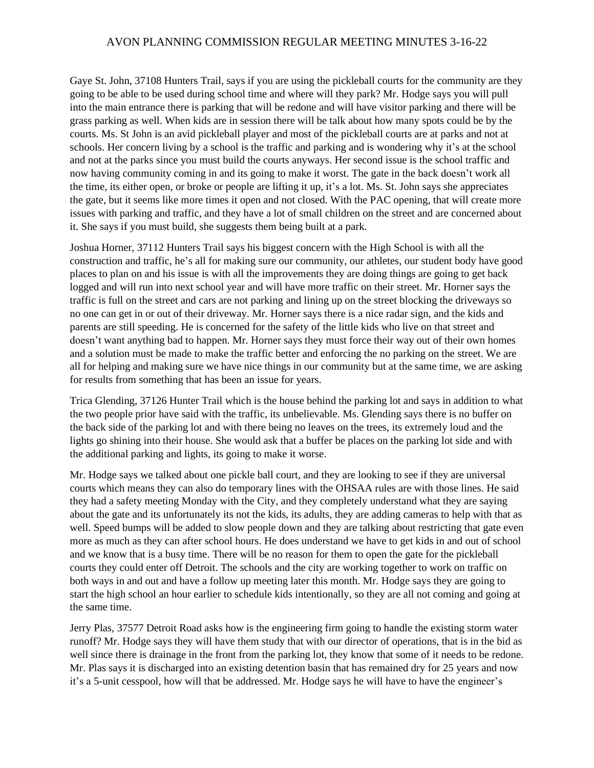Gaye St. John, 37108 Hunters Trail, says if you are using the pickleball courts for the community are they going to be able to be used during school time and where will they park? Mr. Hodge says you will pull into the main entrance there is parking that will be redone and will have visitor parking and there will be grass parking as well. When kids are in session there will be talk about how many spots could be by the courts. Ms. St John is an avid pickleball player and most of the pickleball courts are at parks and not at schools. Her concern living by a school is the traffic and parking and is wondering why it's at the school and not at the parks since you must build the courts anyways. Her second issue is the school traffic and now having community coming in and its going to make it worst. The gate in the back doesn't work all the time, its either open, or broke or people are lifting it up, it's a lot. Ms. St. John says she appreciates the gate, but it seems like more times it open and not closed. With the PAC opening, that will create more issues with parking and traffic, and they have a lot of small children on the street and are concerned about it. She says if you must build, she suggests them being built at a park.

Joshua Horner, 37112 Hunters Trail says his biggest concern with the High School is with all the construction and traffic, he's all for making sure our community, our athletes, our student body have good places to plan on and his issue is with all the improvements they are doing things are going to get back logged and will run into next school year and will have more traffic on their street. Mr. Horner says the traffic is full on the street and cars are not parking and lining up on the street blocking the driveways so no one can get in or out of their driveway. Mr. Horner says there is a nice radar sign, and the kids and parents are still speeding. He is concerned for the safety of the little kids who live on that street and doesn't want anything bad to happen. Mr. Horner says they must force their way out of their own homes and a solution must be made to make the traffic better and enforcing the no parking on the street. We are all for helping and making sure we have nice things in our community but at the same time, we are asking for results from something that has been an issue for years.

Trica Glending, 37126 Hunter Trail which is the house behind the parking lot and says in addition to what the two people prior have said with the traffic, its unbelievable. Ms. Glending says there is no buffer on the back side of the parking lot and with there being no leaves on the trees, its extremely loud and the lights go shining into their house. She would ask that a buffer be places on the parking lot side and with the additional parking and lights, its going to make it worse.

Mr. Hodge says we talked about one pickle ball court, and they are looking to see if they are universal courts which means they can also do temporary lines with the OHSAA rules are with those lines. He said they had a safety meeting Monday with the City, and they completely understand what they are saying about the gate and its unfortunately its not the kids, its adults, they are adding cameras to help with that as well. Speed bumps will be added to slow people down and they are talking about restricting that gate even more as much as they can after school hours. He does understand we have to get kids in and out of school and we know that is a busy time. There will be no reason for them to open the gate for the pickleball courts they could enter off Detroit. The schools and the city are working together to work on traffic on both ways in and out and have a follow up meeting later this month. Mr. Hodge says they are going to start the high school an hour earlier to schedule kids intentionally, so they are all not coming and going at the same time.

Jerry Plas, 37577 Detroit Road asks how is the engineering firm going to handle the existing storm water runoff? Mr. Hodge says they will have them study that with our director of operations, that is in the bid as well since there is drainage in the front from the parking lot, they know that some of it needs to be redone. Mr. Plas says it is discharged into an existing detention basin that has remained dry for 25 years and now it's a 5-unit cesspool, how will that be addressed. Mr. Hodge says he will have to have the engineer's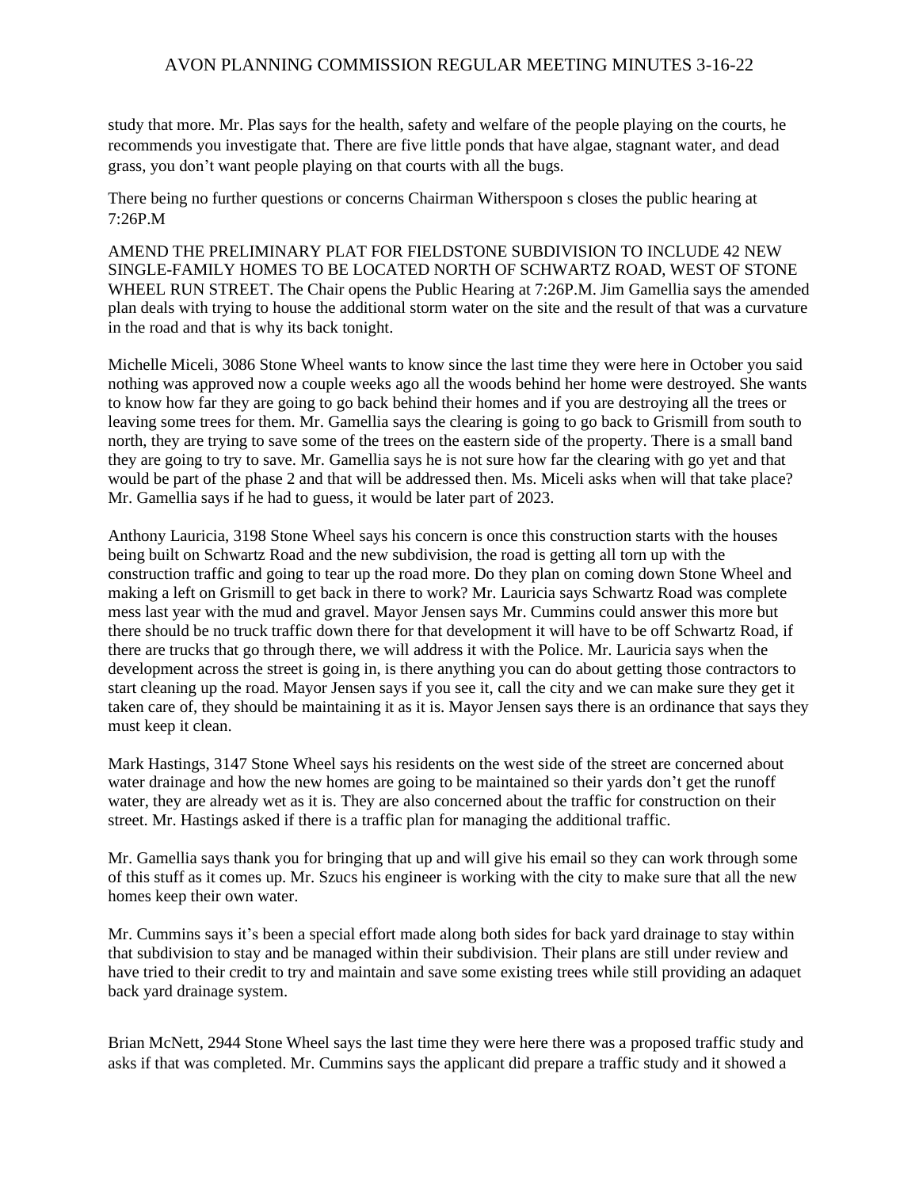study that more. Mr. Plas says for the health, safety and welfare of the people playing on the courts, he recommends you investigate that. There are five little ponds that have algae, stagnant water, and dead grass, you don't want people playing on that courts with all the bugs.

There being no further questions or concerns Chairman Witherspoon s closes the public hearing at 7:26P.M

AMEND THE PRELIMINARY PLAT FOR FIELDSTONE SUBDIVISION TO INCLUDE 42 NEW SINGLE-FAMILY HOMES TO BE LOCATED NORTH OF SCHWARTZ ROAD, WEST OF STONE WHEEL RUN STREET. The Chair opens the Public Hearing at 7:26P.M. Jim Gamellia says the amended plan deals with trying to house the additional storm water on the site and the result of that was a curvature in the road and that is why its back tonight.

Michelle Miceli, 3086 Stone Wheel wants to know since the last time they were here in October you said nothing was approved now a couple weeks ago all the woods behind her home were destroyed. She wants to know how far they are going to go back behind their homes and if you are destroying all the trees or leaving some trees for them. Mr. Gamellia says the clearing is going to go back to Grismill from south to north, they are trying to save some of the trees on the eastern side of the property. There is a small band they are going to try to save. Mr. Gamellia says he is not sure how far the clearing with go yet and that would be part of the phase 2 and that will be addressed then. Ms. Miceli asks when will that take place? Mr. Gamellia says if he had to guess, it would be later part of 2023.

Anthony Lauricia, 3198 Stone Wheel says his concern is once this construction starts with the houses being built on Schwartz Road and the new subdivision, the road is getting all torn up with the construction traffic and going to tear up the road more. Do they plan on coming down Stone Wheel and making a left on Grismill to get back in there to work? Mr. Lauricia says Schwartz Road was complete mess last year with the mud and gravel. Mayor Jensen says Mr. Cummins could answer this more but there should be no truck traffic down there for that development it will have to be off Schwartz Road, if there are trucks that go through there, we will address it with the Police. Mr. Lauricia says when the development across the street is going in, is there anything you can do about getting those contractors to start cleaning up the road. Mayor Jensen says if you see it, call the city and we can make sure they get it taken care of, they should be maintaining it as it is. Mayor Jensen says there is an ordinance that says they must keep it clean.

Mark Hastings, 3147 Stone Wheel says his residents on the west side of the street are concerned about water drainage and how the new homes are going to be maintained so their yards don't get the runoff water, they are already wet as it is. They are also concerned about the traffic for construction on their street. Mr. Hastings asked if there is a traffic plan for managing the additional traffic.

Mr. Gamellia says thank you for bringing that up and will give his email so they can work through some of this stuff as it comes up. Mr. Szucs his engineer is working with the city to make sure that all the new homes keep their own water.

Mr. Cummins says it's been a special effort made along both sides for back yard drainage to stay within that subdivision to stay and be managed within their subdivision. Their plans are still under review and have tried to their credit to try and maintain and save some existing trees while still providing an adaquet back yard drainage system.

Brian McNett, 2944 Stone Wheel says the last time they were here there was a proposed traffic study and asks if that was completed. Mr. Cummins says the applicant did prepare a traffic study and it showed a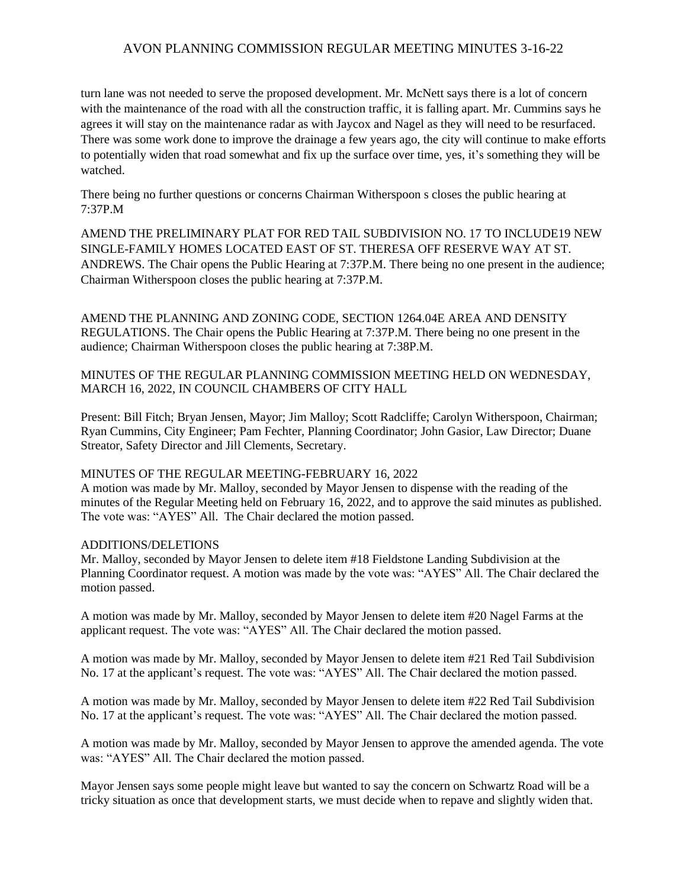turn lane was not needed to serve the proposed development. Mr. McNett says there is a lot of concern with the maintenance of the road with all the construction traffic, it is falling apart. Mr. Cummins says he agrees it will stay on the maintenance radar as with Jaycox and Nagel as they will need to be resurfaced. There was some work done to improve the drainage a few years ago, the city will continue to make efforts to potentially widen that road somewhat and fix up the surface over time, yes, it's something they will be watched.

There being no further questions or concerns Chairman Witherspoon s closes the public hearing at 7:37P.M

AMEND THE PRELIMINARY PLAT FOR RED TAIL SUBDIVISION NO. 17 TO INCLUDE19 NEW SINGLE-FAMILY HOMES LOCATED EAST OF ST. THERESA OFF RESERVE WAY AT ST. ANDREWS. The Chair opens the Public Hearing at 7:37P.M. There being no one present in the audience; Chairman Witherspoon closes the public hearing at 7:37P.M.

AMEND THE PLANNING AND ZONING CODE, SECTION 1264.04E AREA AND DENSITY REGULATIONS. The Chair opens the Public Hearing at 7:37P.M. There being no one present in the audience; Chairman Witherspoon closes the public hearing at 7:38P.M.

MINUTES OF THE REGULAR PLANNING COMMISSION MEETING HELD ON WEDNESDAY, MARCH 16, 2022, IN COUNCIL CHAMBERS OF CITY HALL

Present: Bill Fitch; Bryan Jensen, Mayor; Jim Malloy; Scott Radcliffe; Carolyn Witherspoon, Chairman; Ryan Cummins, City Engineer; Pam Fechter, Planning Coordinator; John Gasior, Law Director; Duane Streator, Safety Director and Jill Clements, Secretary.

MINUTES OF THE REGULAR MEETING-FEBRUARY 16, 2022
A motion was made by Mr. Malloy, seconded by Mayor Jensen to dispense with the reading of the minutes of the Regular Meeting held on February 16, 2022, and to approve the said minutes as published. The vote was: "AYES" All. The Chair declared the motion passed.

ADDITIONS/DELETIONS
Mr. Malloy, seconded by Mayor Jensen to delete item #18 Fieldstone Landing Subdivision at the Planning Coordinator request. A motion was made by the vote was: "AYES" All. The Chair declared the motion passed.

A motion was made by Mr. Malloy, seconded by Mayor Jensen to delete item #20 Nagel Farms at the applicant request. The vote was: "AYES" All. The Chair declared the motion passed.

A motion was made by Mr. Malloy, seconded by Mayor Jensen to delete item #21 Red Tail Subdivision No. 17 at the applicant's request. The vote was: "AYES" All. The Chair declared the motion passed.

A motion was made by Mr. Malloy, seconded by Mayor Jensen to delete item #22 Red Tail Subdivision No. 17 at the applicant's request. The vote was: "AYES" All. The Chair declared the motion passed.

A motion was made by Mr. Malloy, seconded by Mayor Jensen to approve the amended agenda. The vote was: "AYES" All. The Chair declared the motion passed.

Mayor Jensen says some people might leave but wanted to say the concern on Schwartz Road will be a tricky situation as once that development starts, we must decide when to repave and slightly widen that.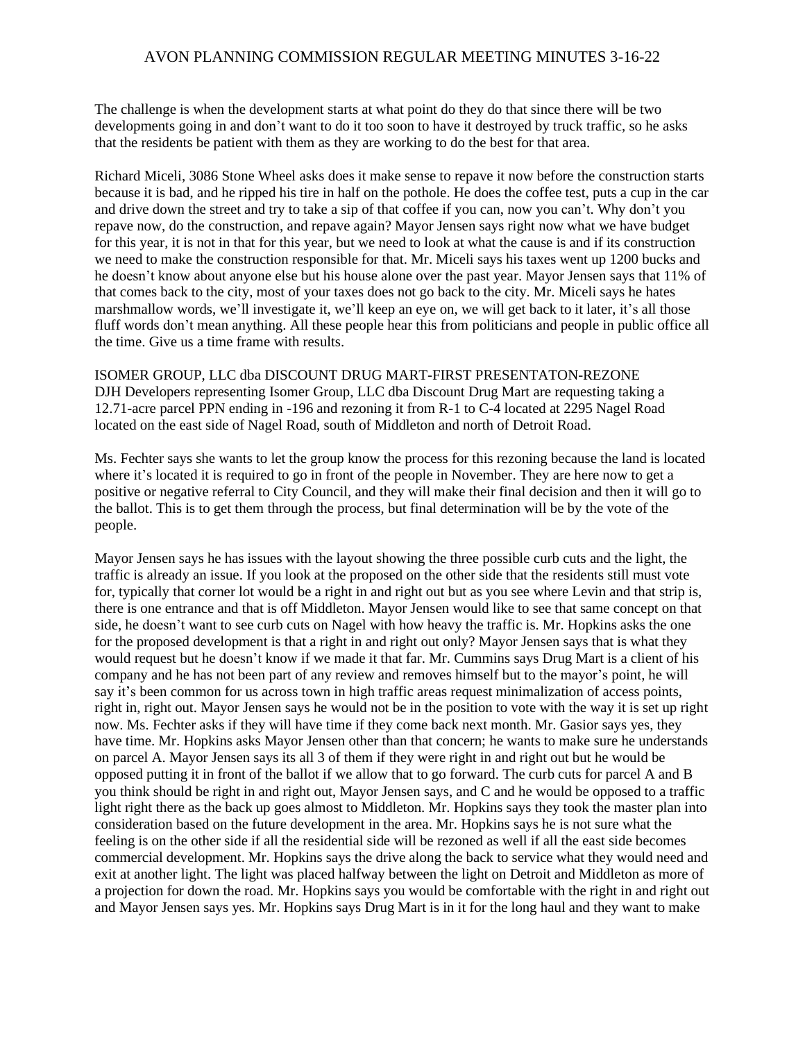The challenge is when the development starts at what point do they do that since there will be two developments going in and don't want to do it too soon to have it destroyed by truck traffic, so he asks that the residents be patient with them as they are working to do the best for that area.

Richard Miceli, 3086 Stone Wheel asks does it make sense to repave it now before the construction starts because it is bad, and he ripped his tire in half on the pothole. He does the coffee test, puts a cup in the car and drive down the street and try to take a sip of that coffee if you can, now you can't. Why don't you repave now, do the construction, and repave again? Mayor Jensen says right now what we have budget for this year, it is not in that for this year, but we need to look at what the cause is and if its construction we need to make the construction responsible for that. Mr. Miceli says his taxes went up 1200 bucks and he doesn't know about anyone else but his house alone over the past year. Mayor Jensen says that 11% of that comes back to the city, most of your taxes does not go back to the city. Mr. Miceli says he hates marshmallow words, we'll investigate it, we'll keep an eye on, we will get back to it later, it's all those fluff words don't mean anything. All these people hear this from politicians and people in public office all the time. Give us a time frame with results.

ISOMER GROUP, LLC dba DISCOUNT DRUG MART-FIRST PRESENTATON-REZONE
DJH Developers representing Isomer Group, LLC dba Discount Drug Mart are requesting taking a 12.71-acre parcel PPN ending in -196 and rezoning it from R-1 to C-4 located at 2295 Nagel Road located on the east side of Nagel Road, south of Middleton and north of Detroit Road.

Ms. Fechter says she wants to let the group know the process for this rezoning because the land is located where it's located it is required to go in front of the people in November. They are here now to get a positive or negative referral to City Council, and they will make their final decision and then it will go to the ballot. This is to get them through the process, but final determination will be by the vote of the people.

Mayor Jensen says he has issues with the layout showing the three possible curb cuts and the light, the traffic is already an issue. If you look at the proposed on the other side that the residents still must vote for, typically that corner lot would be a right in and right out but as you see where Levin and that strip is, there is one entrance and that is off Middleton. Mayor Jensen would like to see that same concept on that side, he doesn't want to see curb cuts on Nagel with how heavy the traffic is. Mr. Hopkins asks the one for the proposed development is that a right in and right out only? Mayor Jensen says that is what they would request but he doesn't know if we made it that far. Mr. Cummins says Drug Mart is a client of his company and he has not been part of any review and removes himself but to the mayor's point, he will say it's been common for us across town in high traffic areas request minimalization of access points, right in, right out. Mayor Jensen says he would not be in the position to vote with the way it is set up right now. Ms. Fechter asks if they will have time if they come back next month. Mr. Gasior says yes, they have time. Mr. Hopkins asks Mayor Jensen other than that concern; he wants to make sure he understands on parcel A. Mayor Jensen says its all 3 of them if they were right in and right out but he would be opposed putting it in front of the ballot if we allow that to go forward. The curb cuts for parcel A and B you think should be right in and right out, Mayor Jensen says, and C and he would be opposed to a traffic light right there as the back up goes almost to Middleton. Mr. Hopkins says they took the master plan into consideration based on the future development in the area. Mr. Hopkins says he is not sure what the feeling is on the other side if all the residential side will be rezoned as well if all the east side becomes commercial development. Mr. Hopkins says the drive along the back to service what they would need and exit at another light. The light was placed halfway between the light on Detroit and Middleton as more of a projection for down the road. Mr. Hopkins says you would be comfortable with the right in and right out and Mayor Jensen says yes. Mr. Hopkins says Drug Mart is in it for the long haul and they want to make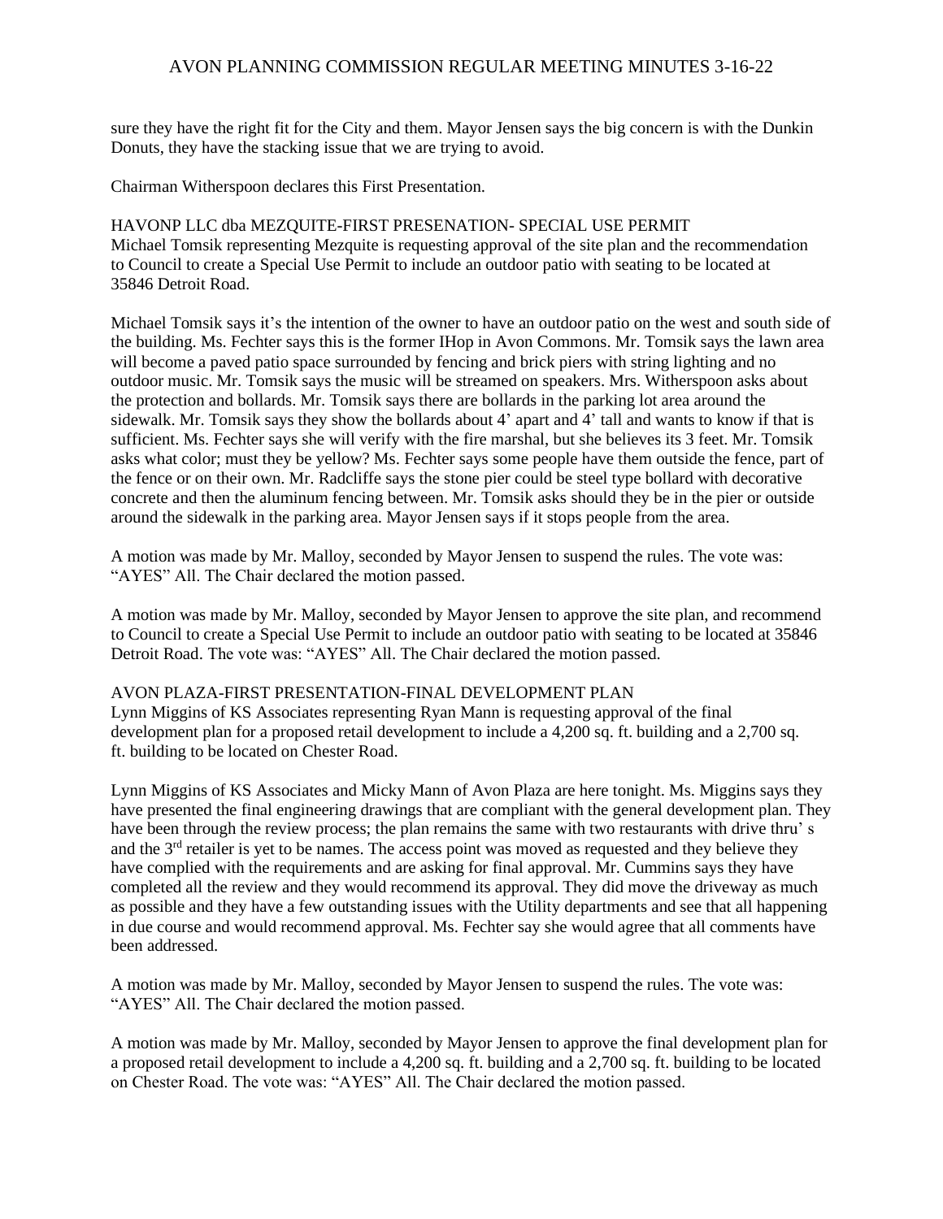sure they have the right fit for the City and them. Mayor Jensen says the big concern is with the Dunkin Donuts, they have the stacking issue that we are trying to avoid.

Chairman Witherspoon declares this First Presentation.

HAVONP LLC dba MEZQUITE-FIRST PRESENATION- SPECIAL USE PERMIT
Michael Tomsik representing Mezquite is requesting approval of the site plan and the recommendation to Council to create a Special Use Permit to include an outdoor patio with seating to be located at 35846 Detroit Road.

Michael Tomsik says it's the intention of the owner to have an outdoor patio on the west and south side of the building. Ms. Fechter says this is the former IHop in Avon Commons. Mr. Tomsik says the lawn area will become a paved patio space surrounded by fencing and brick piers with string lighting and no outdoor music. Mr. Tomsik says the music will be streamed on speakers. Mrs. Witherspoon asks about the protection and bollards. Mr. Tomsik says there are bollards in the parking lot area around the sidewalk. Mr. Tomsik says they show the bollards about 4' apart and 4' tall and wants to know if that is sufficient. Ms. Fechter says she will verify with the fire marshal, but she believes its 3 feet. Mr. Tomsik asks what color; must they be yellow? Ms. Fechter says some people have them outside the fence, part of the fence or on their own. Mr. Radcliffe says the stone pier could be steel type bollard with decorative concrete and then the aluminum fencing between. Mr. Tomsik asks should they be in the pier or outside around the sidewalk in the parking area. Mayor Jensen says if it stops people from the area.

A motion was made by Mr. Malloy, seconded by Mayor Jensen to suspend the rules. The vote was: "AYES" All. The Chair declared the motion passed.

A motion was made by Mr. Malloy, seconded by Mayor Jensen to approve the site plan, and recommend to Council to create a Special Use Permit to include an outdoor patio with seating to be located at 35846 Detroit Road. The vote was: "AYES" All. The Chair declared the motion passed.

AVON PLAZA-FIRST PRESENTATION-FINAL DEVELOPMENT PLAN
Lynn Miggins of KS Associates representing Ryan Mann is requesting approval of the final development plan for a proposed retail development to include a 4,200 sq. ft. building and a 2,700 sq. ft. building to be located on Chester Road.

Lynn Miggins of KS Associates and Micky Mann of Avon Plaza are here tonight. Ms. Miggins says they have presented the final engineering drawings that are compliant with the general development plan. They have been through the review process; the plan remains the same with two restaurants with drive thru' s and the 3rd retailer is yet to be names. The access point was moved as requested and they believe they have complied with the requirements and are asking for final approval. Mr. Cummins says they have completed all the review and they would recommend its approval. They did move the driveway as much as possible and they have a few outstanding issues with the Utility departments and see that all happening in due course and would recommend approval. Ms. Fechter say she would agree that all comments have been addressed.

A motion was made by Mr. Malloy, seconded by Mayor Jensen to suspend the rules. The vote was: "AYES" All. The Chair declared the motion passed.

A motion was made by Mr. Malloy, seconded by Mayor Jensen to approve the final development plan for a proposed retail development to include a 4,200 sq. ft. building and a 2,700 sq. ft. building to be located on Chester Road. The vote was: "AYES" All. The Chair declared the motion passed.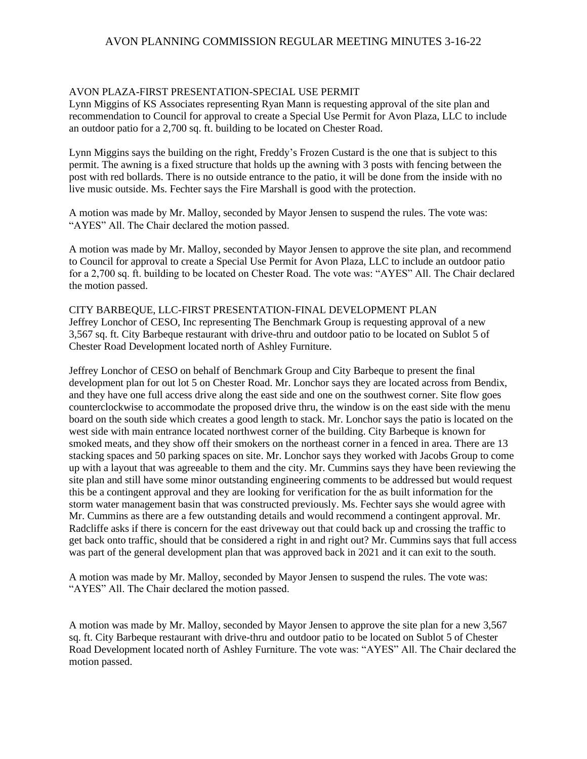AVON PLAZA-FIRST PRESENTATION-SPECIAL USE PERMIT
Lynn Miggins of KS Associates representing Ryan Mann is requesting approval of the site plan and recommendation to Council for approval to create a Special Use Permit for Avon Plaza, LLC to include an outdoor patio for a 2,700 sq. ft. building to be located on Chester Road.

Lynn Miggins says the building on the right, Freddy's Frozen Custard is the one that is subject to this permit. The awning is a fixed structure that holds up the awning with 3 posts with fencing between the post with red bollards. There is no outside entrance to the patio, it will be done from the inside with no live music outside. Ms. Fechter says the Fire Marshall is good with the protection.

A motion was made by Mr. Malloy, seconded by Mayor Jensen to suspend the rules. The vote was: "AYES" All. The Chair declared the motion passed.

A motion was made by Mr. Malloy, seconded by Mayor Jensen to approve the site plan, and recommend to Council for approval to create a Special Use Permit for Avon Plaza, LLC to include an outdoor patio for a 2,700 sq. ft. building to be located on Chester Road. The vote was: "AYES" All. The Chair declared the motion passed.

CITY BARBEQUE, LLC-FIRST PRESENTATION-FINAL DEVELOPMENT PLAN
Jeffrey Lonchor of CESO, Inc representing The Benchmark Group is requesting approval of a new 3,567 sq. ft. City Barbeque restaurant with drive-thru and outdoor patio to be located on Sublot 5 of Chester Road Development located north of Ashley Furniture.

Jeffrey Lonchor of CESO on behalf of Benchmark Group and City Barbeque to present the final development plan for out lot 5 on Chester Road. Mr. Lonchor says they are located across from Bendix, and they have one full access drive along the east side and one on the southwest corner. Site flow goes counterclockwise to accommodate the proposed drive thru, the window is on the east side with the menu board on the south side which creates a good length to stack. Mr. Lonchor says the patio is located on the west side with main entrance located northwest corner of the building. City Barbeque is known for smoked meats, and they show off their smokers on the northeast corner in a fenced in area. There are 13 stacking spaces and 50 parking spaces on site. Mr. Lonchor says they worked with Jacobs Group to come up with a layout that was agreeable to them and the city. Mr. Cummins says they have been reviewing the site plan and still have some minor outstanding engineering comments to be addressed but would request this be a contingent approval and they are looking for verification for the as built information for the storm water management basin that was constructed previously. Ms. Fechter says she would agree with Mr. Cummins as there are a few outstanding details and would recommend a contingent approval. Mr. Radcliffe asks if there is concern for the east driveway out that could back up and crossing the traffic to get back onto traffic, should that be considered a right in and right out? Mr. Cummins says that full access was part of the general development plan that was approved back in 2021 and it can exit to the south.

A motion was made by Mr. Malloy, seconded by Mayor Jensen to suspend the rules. The vote was: "AYES" All. The Chair declared the motion passed.

A motion was made by Mr. Malloy, seconded by Mayor Jensen to approve the site plan for a new 3,567 sq. ft. City Barbeque restaurant with drive-thru and outdoor patio to be located on Sublot 5 of Chester Road Development located north of Ashley Furniture. The vote was: "AYES" All. The Chair declared the motion passed.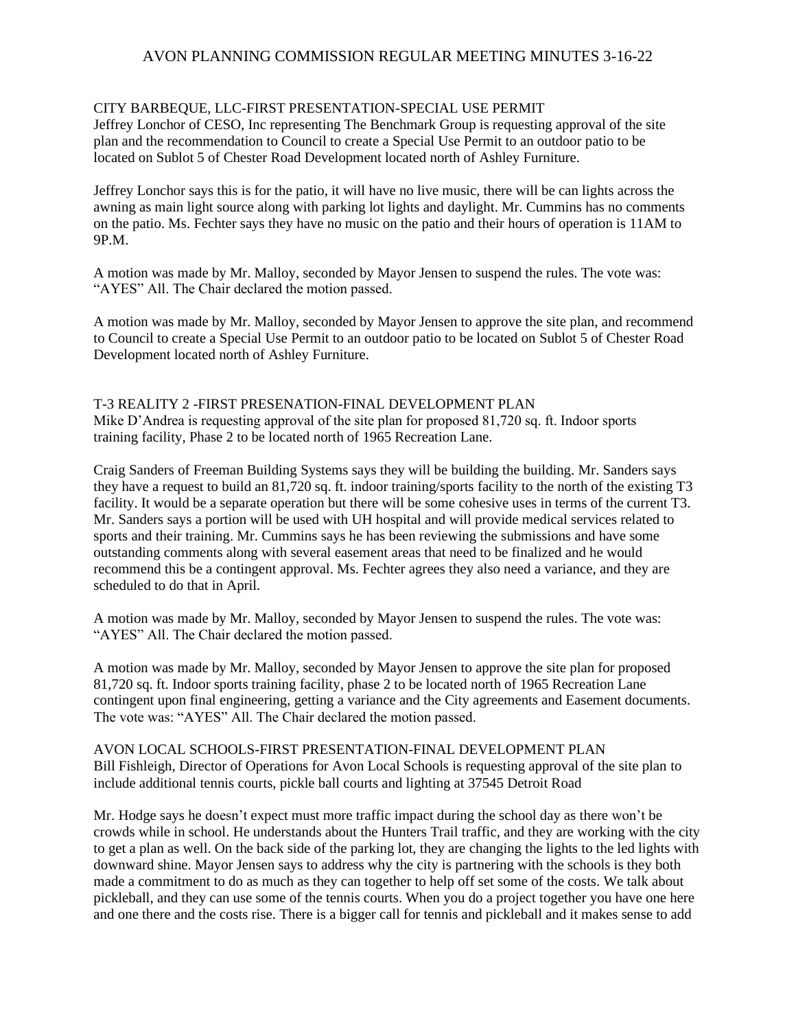CITY BARBEQUE, LLC-FIRST PRESENTATION-SPECIAL USE PERMIT
Jeffrey Lonchor of CESO, Inc representing The Benchmark Group is requesting approval of the site plan and the recommendation to Council to create a Special Use Permit to an outdoor patio to be located on Sublot 5 of Chester Road Development located north of Ashley Furniture.

Jeffrey Lonchor says this is for the patio, it will have no live music, there will be can lights across the awning as main light source along with parking lot lights and daylight. Mr. Cummins has no comments on the patio. Ms. Fechter says they have no music on the patio and their hours of operation is 11AM to 9P.M.

A motion was made by Mr. Malloy, seconded by Mayor Jensen to suspend the rules. The vote was: "AYES" All. The Chair declared the motion passed.

A motion was made by Mr. Malloy, seconded by Mayor Jensen to approve the site plan, and recommend to Council to create a Special Use Permit to an outdoor patio to be located on Sublot 5 of Chester Road Development located north of Ashley Furniture.

T-3 REALITY 2 -FIRST PRESENATION-FINAL DEVELOPMENT PLAN
Mike D'Andrea is requesting approval of the site plan for proposed 81,720 sq. ft. Indoor sports training facility, Phase 2 to be located north of 1965 Recreation Lane.

Craig Sanders of Freeman Building Systems says they will be building the building. Mr. Sanders says they have a request to build an 81,720 sq. ft. indoor training/sports facility to the north of the existing T3 facility. It would be a separate operation but there will be some cohesive uses in terms of the current T3. Mr. Sanders says a portion will be used with UH hospital and will provide medical services related to sports and their training. Mr. Cummins says he has been reviewing the submissions and have some outstanding comments along with several easement areas that need to be finalized and he would recommend this be a contingent approval. Ms. Fechter agrees they also need a variance, and they are scheduled to do that in April.

A motion was made by Mr. Malloy, seconded by Mayor Jensen to suspend the rules. The vote was: "AYES" All. The Chair declared the motion passed.

A motion was made by Mr. Malloy, seconded by Mayor Jensen to approve the site plan for proposed 81,720 sq. ft. Indoor sports training facility, phase 2 to be located north of 1965 Recreation Lane contingent upon final engineering, getting a variance and the City agreements and Easement documents. The vote was: "AYES" All. The Chair declared the motion passed.

AVON LOCAL SCHOOLS-FIRST PRESENTATION-FINAL DEVELOPMENT PLAN
Bill Fishleigh, Director of Operations for Avon Local Schools is requesting approval of the site plan to include additional tennis courts, pickle ball courts and lighting at 37545 Detroit Road

Mr. Hodge says he doesn't expect must more traffic impact during the school day as there won't be crowds while in school. He understands about the Hunters Trail traffic, and they are working with the city to get a plan as well. On the back side of the parking lot, they are changing the lights to the led lights with downward shine. Mayor Jensen says to address why the city is partnering with the schools is they both made a commitment to do as much as they can together to help off set some of the costs. We talk about pickleball, and they can use some of the tennis courts. When you do a project together you have one here and one there and the costs rise. There is a bigger call for tennis and pickleball and it makes sense to add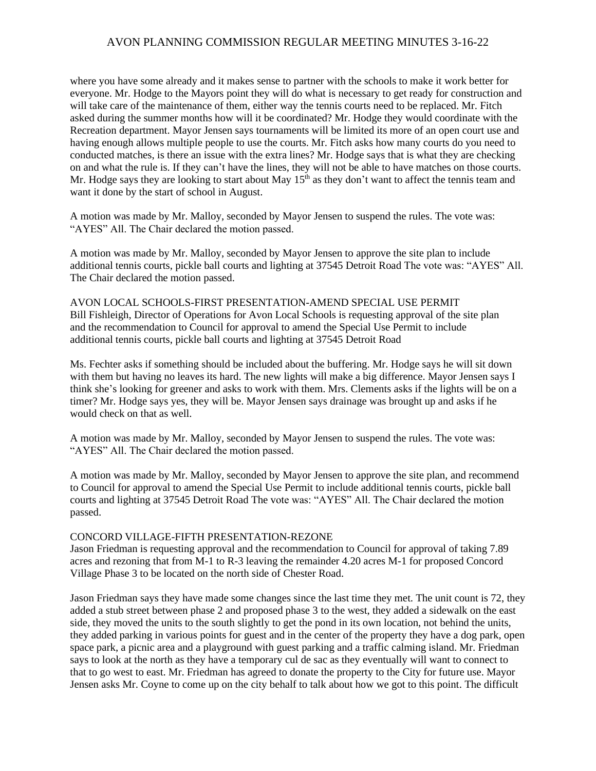where you have some already and it makes sense to partner with the schools to make it work better for everyone. Mr. Hodge to the Mayors point they will do what is necessary to get ready for construction and will take care of the maintenance of them, either way the tennis courts need to be replaced. Mr. Fitch asked during the summer months how will it be coordinated? Mr. Hodge they would coordinate with the Recreation department. Mayor Jensen says tournaments will be limited its more of an open court use and having enough allows multiple people to use the courts. Mr. Fitch asks how many courts do you need to conducted matches, is there an issue with the extra lines? Mr. Hodge says that is what they are checking on and what the rule is. If they can't have the lines, they will not be able to have matches on those courts. Mr. Hodge says they are looking to start about May 15th as they don't want to affect the tennis team and want it done by the start of school in August.

A motion was made by Mr. Malloy, seconded by Mayor Jensen to suspend the rules. The vote was: "AYES" All. The Chair declared the motion passed.

A motion was made by Mr. Malloy, seconded by Mayor Jensen to approve the site plan to include additional tennis courts, pickle ball courts and lighting at 37545 Detroit Road The vote was: "AYES" All. The Chair declared the motion passed.

AVON LOCAL SCHOOLS-FIRST PRESENTATION-AMEND SPECIAL USE PERMIT
Bill Fishleigh, Director of Operations for Avon Local Schools is requesting approval of the site plan and the recommendation to Council for approval to amend the Special Use Permit to include additional tennis courts, pickle ball courts and lighting at 37545 Detroit Road

Ms. Fechter asks if something should be included about the buffering. Mr. Hodge says he will sit down with them but having no leaves its hard. The new lights will make a big difference. Mayor Jensen says I think she's looking for greener and asks to work with them. Mrs. Clements asks if the lights will be on a timer? Mr. Hodge says yes, they will be. Mayor Jensen says drainage was brought up and asks if he would check on that as well.

A motion was made by Mr. Malloy, seconded by Mayor Jensen to suspend the rules. The vote was: "AYES" All. The Chair declared the motion passed.

A motion was made by Mr. Malloy, seconded by Mayor Jensen to approve the site plan, and recommend to Council for approval to amend the Special Use Permit to include additional tennis courts, pickle ball courts and lighting at 37545 Detroit Road The vote was: "AYES" All. The Chair declared the motion passed.

CONCORD VILLAGE-FIFTH PRESENTATION-REZONE
Jason Friedman is requesting approval and the recommendation to Council for approval of taking 7.89 acres and rezoning that from M-1 to R-3 leaving the remainder 4.20 acres M-1 for proposed Concord Village Phase 3 to be located on the north side of Chester Road.

Jason Friedman says they have made some changes since the last time they met. The unit count is 72, they added a stub street between phase 2 and proposed phase 3 to the west, they added a sidewalk on the east side, they moved the units to the south slightly to get the pond in its own location, not behind the units, they added parking in various points for guest and in the center of the property they have a dog park, open space park, a picnic area and a playground with guest parking and a traffic calming island. Mr. Friedman says to look at the north as they have a temporary cul de sac as they eventually will want to connect to that to go west to east. Mr. Friedman has agreed to donate the property to the City for future use. Mayor Jensen asks Mr. Coyne to come up on the city behalf to talk about how we got to this point. The difficult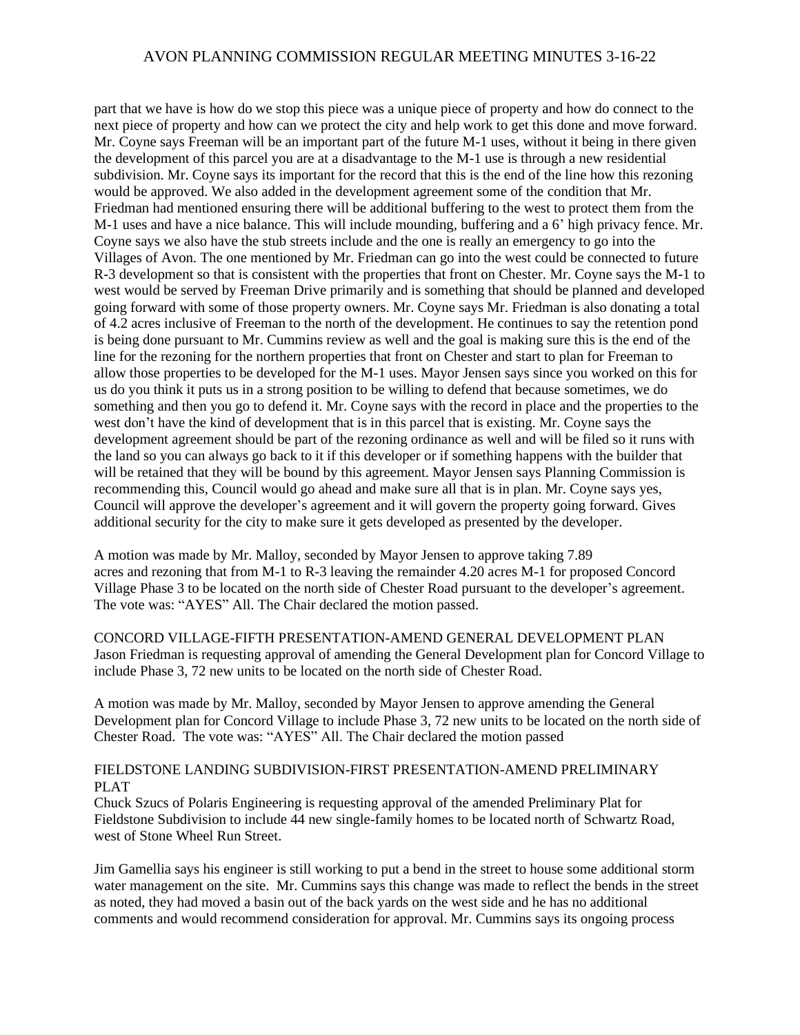part that we have is how do we stop this piece was a unique piece of property and how do connect to the next piece of property and how can we protect the city and help work to get this done and move forward. Mr. Coyne says Freeman will be an important part of the future M-1 uses, without it being in there given the development of this parcel you are at a disadvantage to the M-1 use is through a new residential subdivision. Mr. Coyne says its important for the record that this is the end of the line how this rezoning would be approved. We also added in the development agreement some of the condition that Mr. Friedman had mentioned ensuring there will be additional buffering to the west to protect them from the M-1 uses and have a nice balance. This will include mounding, buffering and a 6' high privacy fence. Mr. Coyne says we also have the stub streets include and the one is really an emergency to go into the Villages of Avon. The one mentioned by Mr. Friedman can go into the west could be connected to future R-3 development so that is consistent with the properties that front on Chester. Mr. Coyne says the M-1 to west would be served by Freeman Drive primarily and is something that should be planned and developed going forward with some of those property owners. Mr. Coyne says Mr. Friedman is also donating a total of 4.2 acres inclusive of Freeman to the north of the development. He continues to say the retention pond is being done pursuant to Mr. Cummins review as well and the goal is making sure this is the end of the line for the rezoning for the northern properties that front on Chester and start to plan for Freeman to allow those properties to be developed for the M-1 uses. Mayor Jensen says since you worked on this for us do you think it puts us in a strong position to be willing to defend that because sometimes, we do something and then you go to defend it. Mr. Coyne says with the record in place and the properties to the west don't have the kind of development that is in this parcel that is existing. Mr. Coyne says the development agreement should be part of the rezoning ordinance as well and will be filed so it runs with the land so you can always go back to it if this developer or if something happens with the builder that will be retained that they will be bound by this agreement. Mayor Jensen says Planning Commission is recommending this, Council would go ahead and make sure all that is in plan. Mr. Coyne says yes, Council will approve the developer's agreement and it will govern the property going forward. Gives additional security for the city to make sure it gets developed as presented by the developer.

A motion was made by Mr. Malloy, seconded by Mayor Jensen to approve taking 7.89 acres and rezoning that from M-1 to R-3 leaving the remainder 4.20 acres M-1 for proposed Concord Village Phase 3 to be located on the north side of Chester Road pursuant to the developer's agreement. The vote was: "AYES" All. The Chair declared the motion passed.

CONCORD VILLAGE-FIFTH PRESENTATION-AMEND GENERAL DEVELOPMENT PLAN
Jason Friedman is requesting approval of amending the General Development plan for Concord Village to include Phase 3, 72 new units to be located on the north side of Chester Road.

A motion was made by Mr. Malloy, seconded by Mayor Jensen to approve amending the General Development plan for Concord Village to include Phase 3, 72 new units to be located on the north side of Chester Road. The vote was: "AYES" All. The Chair declared the motion passed

FIELDSTONE LANDING SUBDIVISION-FIRST PRESENTATION-AMEND PRELIMINARY PLAT
Chuck Szucs of Polaris Engineering is requesting approval of the amended Preliminary Plat for Fieldstone Subdivision to include 44 new single-family homes to be located north of Schwartz Road, west of Stone Wheel Run Street.

Jim Gamellia says his engineer is still working to put a bend in the street to house some additional storm water management on the site. Mr. Cummins says this change was made to reflect the bends in the street as noted, they had moved a basin out of the back yards on the west side and he has no additional comments and would recommend consideration for approval. Mr. Cummins says its ongoing process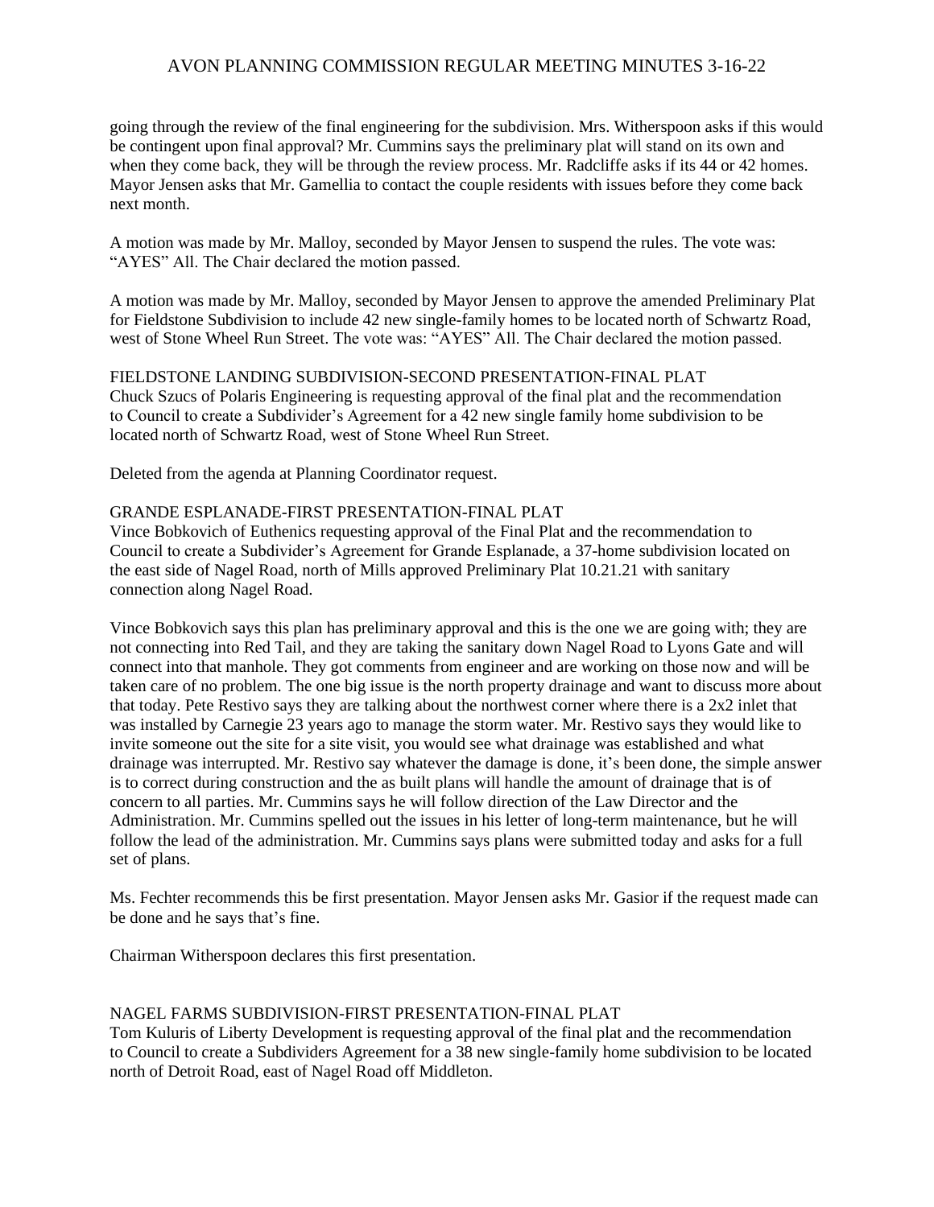going through the review of the final engineering for the subdivision. Mrs. Witherspoon asks if this would be contingent upon final approval? Mr. Cummins says the preliminary plat will stand on its own and when they come back, they will be through the review process. Mr. Radcliffe asks if its 44 or 42 homes. Mayor Jensen asks that Mr. Gamellia to contact the couple residents with issues before they come back next month.

A motion was made by Mr. Malloy, seconded by Mayor Jensen to suspend the rules. The vote was: "AYES" All. The Chair declared the motion passed.

A motion was made by Mr. Malloy, seconded by Mayor Jensen to approve the amended Preliminary Plat for Fieldstone Subdivision to include 42 new single-family homes to be located north of Schwartz Road, west of Stone Wheel Run Street. The vote was: "AYES" All. The Chair declared the motion passed.

FIELDSTONE LANDING SUBDIVISION-SECOND PRESENTATION-FINAL PLAT
Chuck Szucs of Polaris Engineering is requesting approval of the final plat and the recommendation to Council to create a Subdivider's Agreement for a 42 new single family home subdivision to be located north of Schwartz Road, west of Stone Wheel Run Street.

Deleted from the agenda at Planning Coordinator request.

GRANDE ESPLANADE-FIRST PRESENTATION-FINAL PLAT
Vince Bobkovich of Euthenics requesting approval of the Final Plat and the recommendation to Council to create a Subdivider's Agreement for Grande Esplanade, a 37-home subdivision located on the east side of Nagel Road, north of Mills approved Preliminary Plat 10.21.21 with sanitary connection along Nagel Road.

Vince Bobkovich says this plan has preliminary approval and this is the one we are going with; they are not connecting into Red Tail, and they are taking the sanitary down Nagel Road to Lyons Gate and will connect into that manhole. They got comments from engineer and are working on those now and will be taken care of no problem. The one big issue is the north property drainage and want to discuss more about that today. Pete Restivo says they are talking about the northwest corner where there is a 2x2 inlet that was installed by Carnegie 23 years ago to manage the storm water. Mr. Restivo says they would like to invite someone out the site for a site visit, you would see what drainage was established and what drainage was interrupted. Mr. Restivo say whatever the damage is done, it's been done, the simple answer is to correct during construction and the as built plans will handle the amount of drainage that is of concern to all parties. Mr. Cummins says he will follow direction of the Law Director and the Administration. Mr. Cummins spelled out the issues in his letter of long-term maintenance, but he will follow the lead of the administration. Mr. Cummins says plans were submitted today and asks for a full set of plans.

Ms. Fechter recommends this be first presentation. Mayor Jensen asks Mr. Gasior if the request made can be done and he says that's fine.

Chairman Witherspoon declares this first presentation.

NAGEL FARMS SUBDIVISION-FIRST PRESENTATION-FINAL PLAT
Tom Kuluris of Liberty Development is requesting approval of the final plat and the recommendation to Council to create a Subdividers Agreement for a 38 new single-family home subdivision to be located north of Detroit Road, east of Nagel Road off Middleton.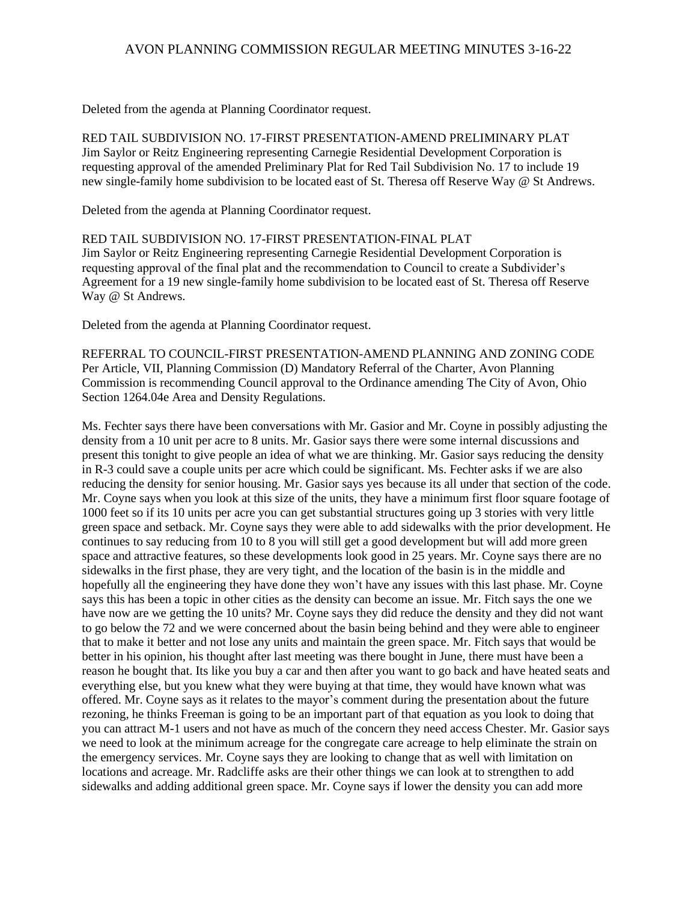Deleted from the agenda at Planning Coordinator request.

RED TAIL SUBDIVISION NO. 17-FIRST PRESENTATION-AMEND PRELIMINARY PLAT
Jim Saylor or Reitz Engineering representing Carnegie Residential Development Corporation is requesting approval of the amended Preliminary Plat for Red Tail Subdivision No. 17 to include 19 new single-family home subdivision to be located east of St. Theresa off Reserve Way @ St Andrews.

Deleted from the agenda at Planning Coordinator request.

RED TAIL SUBDIVISION NO. 17-FIRST PRESENTATION-FINAL PLAT
Jim Saylor or Reitz Engineering representing Carnegie Residential Development Corporation is requesting approval of the final plat and the recommendation to Council to create a Subdivider's Agreement for a 19 new single-family home subdivision to be located east of St. Theresa off Reserve Way @ St Andrews.

Deleted from the agenda at Planning Coordinator request.

REFERRAL TO COUNCIL-FIRST PRESENTATION-AMEND PLANNING AND ZONING CODE
Per Article, VII, Planning Commission (D) Mandatory Referral of the Charter, Avon Planning Commission is recommending Council approval to the Ordinance amending The City of Avon, Ohio Section 1264.04e Area and Density Regulations.

Ms. Fechter says there have been conversations with Mr. Gasior and Mr. Coyne in possibly adjusting the density from a 10 unit per acre to 8 units. Mr. Gasior says there were some internal discussions and present this tonight to give people an idea of what we are thinking. Mr. Gasior says reducing the density in R-3 could save a couple units per acre which could be significant. Ms. Fechter asks if we are also reducing the density for senior housing. Mr. Gasior says yes because its all under that section of the code. Mr. Coyne says when you look at this size of the units, they have a minimum first floor square footage of 1000 feet so if its 10 units per acre you can get substantial structures going up 3 stories with very little green space and setback. Mr. Coyne says they were able to add sidewalks with the prior development. He continues to say reducing from 10 to 8 you will still get a good development but will add more green space and attractive features, so these developments look good in 25 years. Mr. Coyne says there are no sidewalks in the first phase, they are very tight, and the location of the basin is in the middle and hopefully all the engineering they have done they won't have any issues with this last phase. Mr. Coyne says this has been a topic in other cities as the density can become an issue. Mr. Fitch says the one we have now are we getting the 10 units? Mr. Coyne says they did reduce the density and they did not want to go below the 72 and we were concerned about the basin being behind and they were able to engineer that to make it better and not lose any units and maintain the green space. Mr. Fitch says that would be better in his opinion, his thought after last meeting was there bought in June, there must have been a reason he bought that. Its like you buy a car and then after you want to go back and have heated seats and everything else, but you knew what they were buying at that time, they would have known what was offered. Mr. Coyne says as it relates to the mayor's comment during the presentation about the future rezoning, he thinks Freeman is going to be an important part of that equation as you look to doing that you can attract M-1 users and not have as much of the concern they need access Chester. Mr. Gasior says we need to look at the minimum acreage for the congregate care acreage to help eliminate the strain on the emergency services. Mr. Coyne says they are looking to change that as well with limitation on locations and acreage. Mr. Radcliffe asks are their other things we can look at to strengthen to add sidewalks and adding additional green space. Mr. Coyne says if lower the density you can add more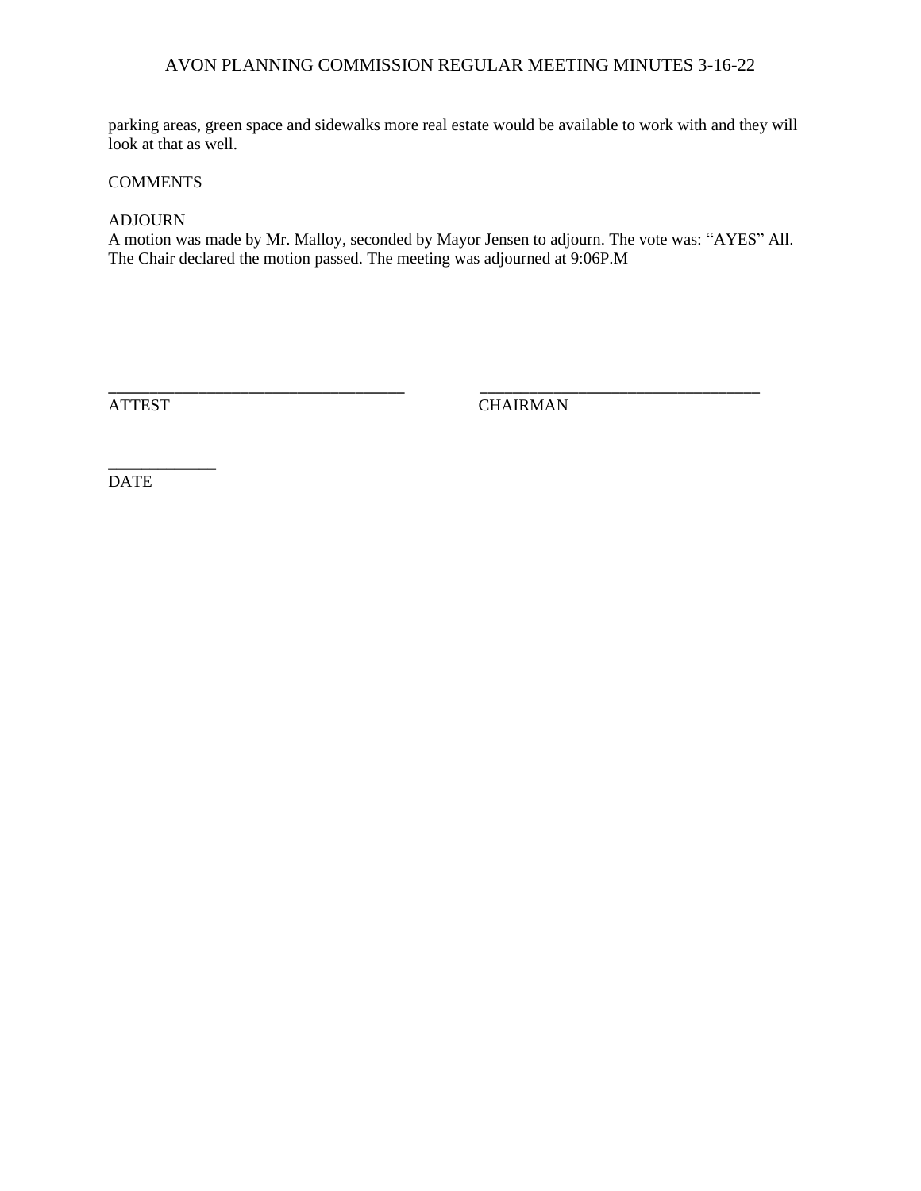parking areas, green space and sidewalks more real estate would be available to work with and they will look at that as well.

COMMENTS

ADJOURN

A motion was made by Mr. Malloy, seconded by Mayor Jensen to adjourn. The vote was: “AYES” All. The Chair declared the motion passed. The meeting was adjourned at 9:06P.M

___________________________________ ___________________________________

ATTEST CHAIRMAN

_____________

DATE